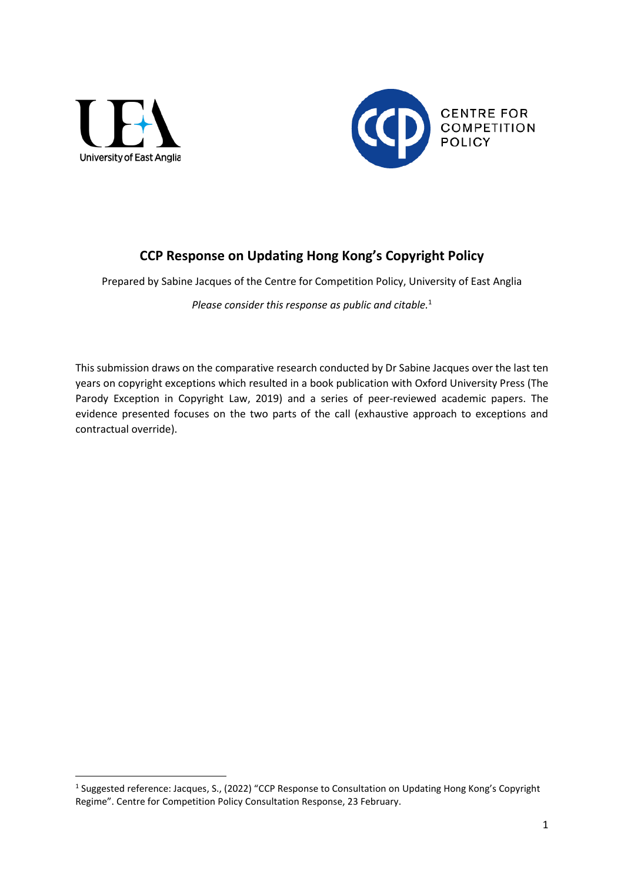# CCP Response on Updating Hong Kong's Copyright Policy

Prepared by Sabine Jacques of the Centre for Competition Policy, University of East Anglia

*Please consider this response as public and citable.*[1]

This submission draws on the comparative research conducted by Dr Sabine Jacques over the last ten years on copyright exceptions which resulted in a book publication with Oxford University Press (The Parody Exception in Copyright Law, 2019) and a series of peer-reviewed academic papers. The evidence presented focuses on the two parts of the call (exhaustive approach to exceptions and contractual override).

---

[1] Suggested reference: Jacques, S., (2022) "CCP Response to Consultation on Updating Hong Kong's Copyright Regime". Centre for Competition Policy Consultation Response, 23 February.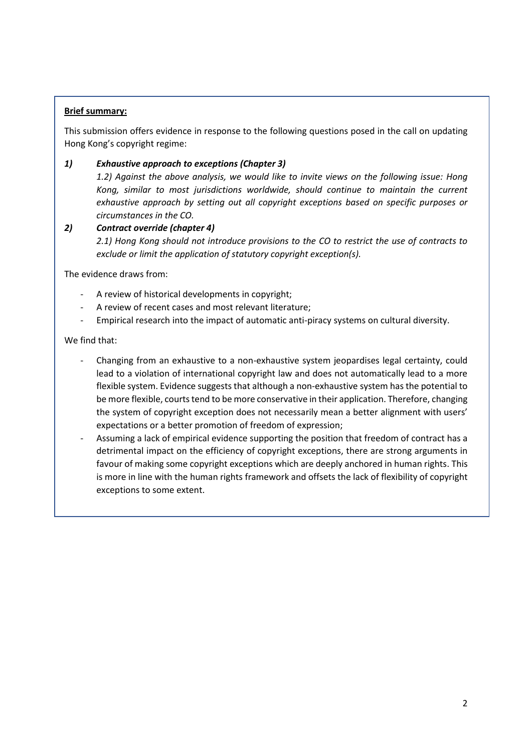**Brief summary:**

This submission offers evidence in response to the following questions posed in the call on updating Hong Kong's copyright regime:

***1) Exhaustive approach to exceptions (Chapter 3)***

*1.2) Against the above analysis, we would like to invite views on the following issue: Hong Kong, similar to most jurisdictions worldwide, should continue to maintain the current exhaustive approach by setting out all copyright exceptions based on specific purposes or circumstances in the CO.*

***2) Contract override (chapter 4)***

*2.1) Hong Kong should not introduce provisions to the CO to restrict the use of contracts to exclude or limit the application of statutory copyright exception(s).*

The evidence draws from:

- A review of historical developments in copyright;
- A review of recent cases and most relevant literature;
- Empirical research into the impact of automatic anti-piracy systems on cultural diversity.

We find that:

- Changing from an exhaustive to a non-exhaustive system jeopardises legal certainty, could lead to a violation of international copyright law and does not automatically lead to a more flexible system. Evidence suggests that although a non-exhaustive system has the potential to be more flexible, courts tend to be more conservative in their application. Therefore, changing the system of copyright exception does not necessarily mean a better alignment with users' expectations or a better promotion of freedom of expression;
- Assuming a lack of empirical evidence supporting the position that freedom of contract has a detrimental impact on the efficiency of copyright exceptions, there are strong arguments in favour of making some copyright exceptions which are deeply anchored in human rights. This is more in line with the human rights framework and offsets the lack of flexibility of copyright exceptions to some extent.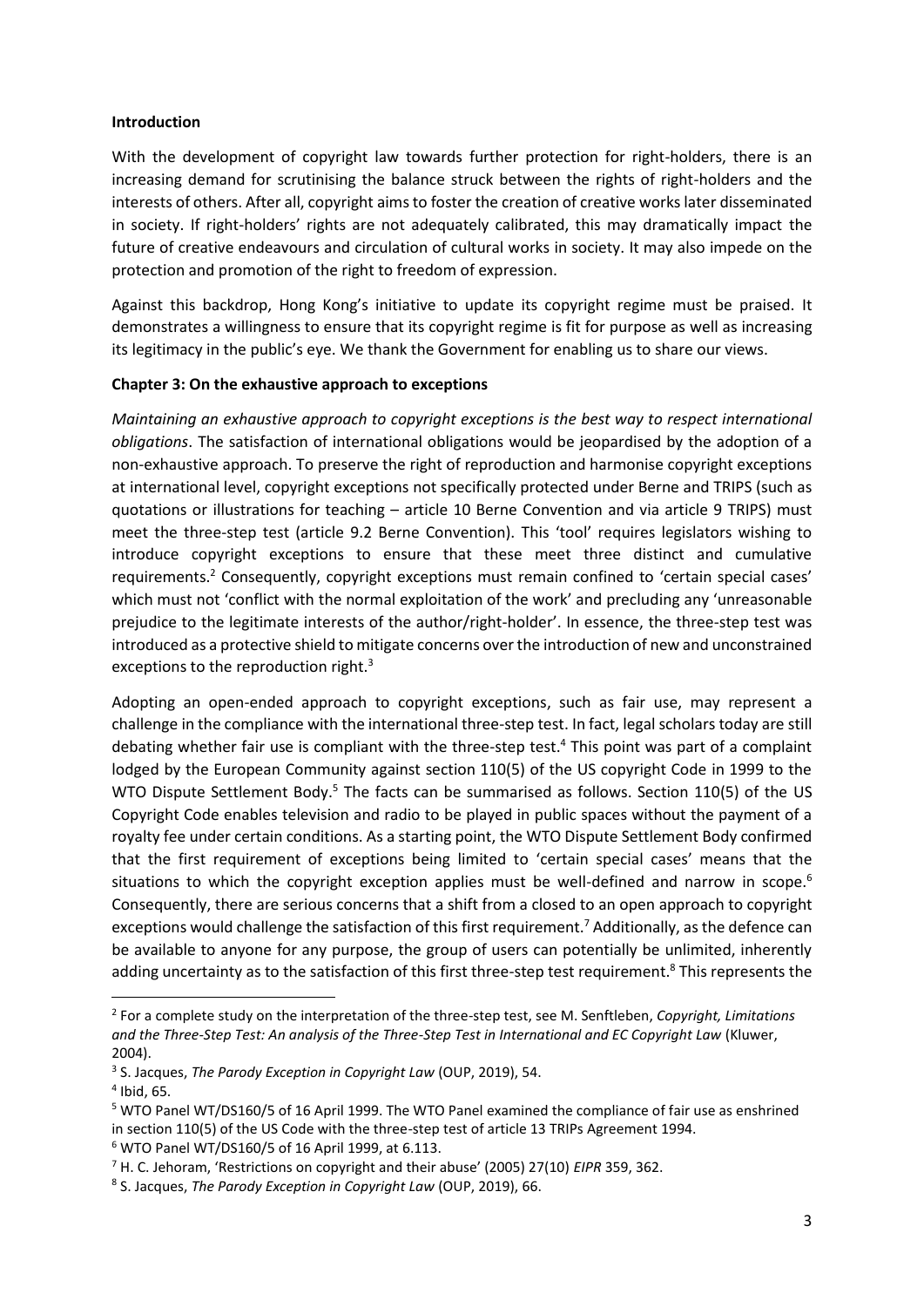**Introduction**

With the development of copyright law towards further protection for right-holders, there is an increasing demand for scrutinising the balance struck between the rights of right-holders and the interests of others. After all, copyright aims to foster the creation of creative works later disseminated in society. If right-holders' rights are not adequately calibrated, this may dramatically impact the future of creative endeavours and circulation of cultural works in society. It may also impede on the protection and promotion of the right to freedom of expression.

Against this backdrop, Hong Kong's initiative to update its copyright regime must be praised. It demonstrates a willingness to ensure that its copyright regime is fit for purpose as well as increasing its legitimacy in the public's eye. We thank the Government for enabling us to share our views.

**Chapter 3: On the exhaustive approach to exceptions**

*Maintaining an exhaustive approach to copyright exceptions is the best way to respect international obligations*. The satisfaction of international obligations would be jeopardised by the adoption of a non-exhaustive approach. To preserve the right of reproduction and harmonise copyright exceptions at international level, copyright exceptions not specifically protected under Berne and TRIPS (such as quotations or illustrations for teaching – article 10 Berne Convention and via article 9 TRIPS) must meet the three-step test (article 9.2 Berne Convention). This 'tool' requires legislators wishing to introduce copyright exceptions to ensure that these meet three distinct and cumulative requirements.[2] Consequently, copyright exceptions must remain confined to 'certain special cases' which must not 'conflict with the normal exploitation of the work' and precluding any 'unreasonable prejudice to the legitimate interests of the author/right-holder'. In essence, the three-step test was introduced as a protective shield to mitigate concerns over the introduction of new and unconstrained exceptions to the reproduction right.[3]

Adopting an open-ended approach to copyright exceptions, such as fair use, may represent a challenge in the compliance with the international three-step test. In fact, legal scholars today are still debating whether fair use is compliant with the three-step test.[4] This point was part of a complaint lodged by the European Community against section 110(5) of the US copyright Code in 1999 to the WTO Dispute Settlement Body.[5] The facts can be summarised as follows. Section 110(5) of the US Copyright Code enables television and radio to be played in public spaces without the payment of a royalty fee under certain conditions. As a starting point, the WTO Dispute Settlement Body confirmed that the first requirement of exceptions being limited to 'certain special cases' means that the situations to which the copyright exception applies must be well-defined and narrow in scope.[6] Consequently, there are serious concerns that a shift from a closed to an open approach to copyright exceptions would challenge the satisfaction of this first requirement.[7] Additionally, as the defence can be available to anyone for any purpose, the group of users can potentially be unlimited, inherently adding uncertainty as to the satisfaction of this first three-step test requirement.[8] This represents the

---

[2] For a complete study on the interpretation of the three-step test, see M. Senftleben, *Copyright, Limitations and the Three-Step Test: An analysis of the Three-Step Test in International and EC Copyright Law* (Kluwer, 2004).

[3] S. Jacques, *The Parody Exception in Copyright Law* (OUP, 2019), 54.

[4] Ibid, 65.

[5] WTO Panel WT/DS160/5 of 16 April 1999. The WTO Panel examined the compliance of fair use as enshrined in section 110(5) of the US Code with the three-step test of article 13 TRIPs Agreement 1994.

[6] WTO Panel WT/DS160/5 of 16 April 1999, at 6.113.

[7] H. C. Jehoram, 'Restrictions on copyright and their abuse' (2005) 27(10) *EIPR* 359, 362.

[8] S. Jacques, *The Parody Exception in Copyright Law* (OUP, 2019), 66.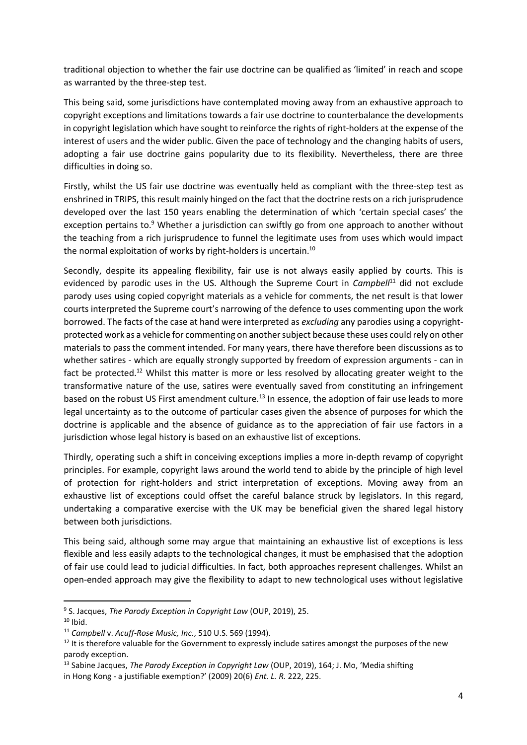traditional objection to whether the fair use doctrine can be qualified as 'limited' in reach and scope as warranted by the three-step test.

This being said, some jurisdictions have contemplated moving away from an exhaustive approach to copyright exceptions and limitations towards a fair use doctrine to counterbalance the developments in copyright legislation which have sought to reinforce the rights of right-holders at the expense of the interest of users and the wider public. Given the pace of technology and the changing habits of users, adopting a fair use doctrine gains popularity due to its flexibility. Nevertheless, there are three difficulties in doing so.

Firstly, whilst the US fair use doctrine was eventually held as compliant with the three-step test as enshrined in TRIPS, this result mainly hinged on the fact that the doctrine rests on a rich jurisprudence developed over the last 150 years enabling the determination of which 'certain special cases' the exception pertains to.[9] Whether a jurisdiction can swiftly go from one approach to another without the teaching from a rich jurisprudence to funnel the legitimate uses from uses which would impact the normal exploitation of works by right-holders is uncertain.[10]

Secondly, despite its appealing flexibility, fair use is not always easily applied by courts. This is evidenced by parodic uses in the US. Although the Supreme Court in *Campbell*[11] did not exclude parody uses using copied copyright materials as a vehicle for comments, the net result is that lower courts interpreted the Supreme court's narrowing of the defence to uses commenting upon the work borrowed. The facts of the case at hand were interpreted as *excluding* any parodies using a copyright-protected work as a vehicle for commenting on another subject because these uses could rely on other materials to pass the comment intended. For many years, there have therefore been discussions as to whether satires - which are equally strongly supported by freedom of expression arguments - can in fact be protected.[12] Whilst this matter is more or less resolved by allocating greater weight to the transformative nature of the use, satires were eventually saved from constituting an infringement based on the robust US First amendment culture.[13] In essence, the adoption of fair use leads to more legal uncertainty as to the outcome of particular cases given the absence of purposes for which the doctrine is applicable and the absence of guidance as to the appreciation of fair use factors in a jurisdiction whose legal history is based on an exhaustive list of exceptions.

Thirdly, operating such a shift in conceiving exceptions implies a more in-depth revamp of copyright principles. For example, copyright laws around the world tend to abide by the principle of high level of protection for right-holders and strict interpretation of exceptions. Moving away from an exhaustive list of exceptions could offset the careful balance struck by legislators. In this regard, undertaking a comparative exercise with the UK may be beneficial given the shared legal history between both jurisdictions.

This being said, although some may argue that maintaining an exhaustive list of exceptions is less flexible and less easily adapts to the technological changes, it must be emphasised that the adoption of fair use could lead to judicial difficulties. In fact, both approaches represent challenges. Whilst an open-ended approach may give the flexibility to adapt to new technological uses without legislative

---

[9] S. Jacques, *The Parody Exception in Copyright Law* (OUP, 2019), 25.

[10] Ibid.

[11] *Campbell* v. *Acuff-Rose Music, Inc.*, 510 U.S. 569 (1994).

[12] It is therefore valuable for the Government to expressly include satires amongst the purposes of the new parody exception.

[13] Sabine Jacques, *The Parody Exception in Copyright Law* (OUP, 2019), 164; J. Mo, 'Media shifting in Hong Kong - a justifiable exemption?' (2009) 20(6) *Ent. L. R.* 222, 225.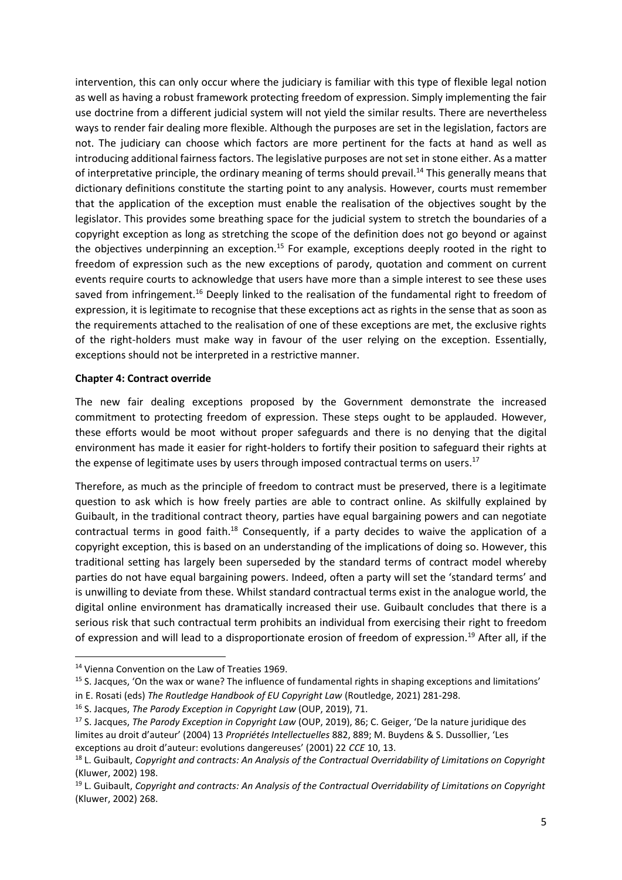intervention, this can only occur where the judiciary is familiar with this type of flexible legal notion as well as having a robust framework protecting freedom of expression. Simply implementing the fair use doctrine from a different judicial system will not yield the similar results. There are nevertheless ways to render fair dealing more flexible. Although the purposes are set in the legislation, factors are not. The judiciary can choose which factors are more pertinent for the facts at hand as well as introducing additional fairness factors. The legislative purposes are not set in stone either. As a matter of interpretative principle, the ordinary meaning of terms should prevail.[14] This generally means that dictionary definitions constitute the starting point to any analysis. However, courts must remember that the application of the exception must enable the realisation of the objectives sought by the legislator. This provides some breathing space for the judicial system to stretch the boundaries of a copyright exception as long as stretching the scope of the definition does not go beyond or against the objectives underpinning an exception.[15] For example, exceptions deeply rooted in the right to freedom of expression such as the new exceptions of parody, quotation and comment on current events require courts to acknowledge that users have more than a simple interest to see these uses saved from infringement.[16] Deeply linked to the realisation of the fundamental right to freedom of expression, it is legitimate to recognise that these exceptions act as rights in the sense that as soon as the requirements attached to the realisation of one of these exceptions are met, the exclusive rights of the right-holders must make way in favour of the user relying on the exception. Essentially, exceptions should not be interpreted in a restrictive manner.

**Chapter 4: Contract override**

The new fair dealing exceptions proposed by the Government demonstrate the increased commitment to protecting freedom of expression. These steps ought to be applauded. However, these efforts would be moot without proper safeguards and there is no denying that the digital environment has made it easier for right-holders to fortify their position to safeguard their rights at the expense of legitimate uses by users through imposed contractual terms on users.[17]

Therefore, as much as the principle of freedom to contract must be preserved, there is a legitimate question to ask which is how freely parties are able to contract online. As skilfully explained by Guibault, in the traditional contract theory, parties have equal bargaining powers and can negotiate contractual terms in good faith.[18] Consequently, if a party decides to waive the application of a copyright exception, this is based on an understanding of the implications of doing so. However, this traditional setting has largely been superseded by the standard terms of contract model whereby parties do not have equal bargaining powers. Indeed, often a party will set the 'standard terms' and is unwilling to deviate from these. Whilst standard contractual terms exist in the analogue world, the digital online environment has dramatically increased their use. Guibault concludes that there is a serious risk that such contractual term prohibits an individual from exercising their right to freedom of expression and will lead to a disproportionate erosion of freedom of expression.[19] After all, if the

---

[14] Vienna Convention on the Law of Treaties 1969.

[15] S. Jacques, 'On the wax or wane? The influence of fundamental rights in shaping exceptions and limitations' in E. Rosati (eds) *The Routledge Handbook of EU Copyright Law* (Routledge, 2021) 281-298.

[16] S. Jacques, *The Parody Exception in Copyright Law* (OUP, 2019), 71.

[17] S. Jacques, *The Parody Exception in Copyright Law* (OUP, 2019), 86; C. Geiger, 'De la nature juridique des limites au droit d'auteur' (2004) 13 *Propriétés Intellectuelles* 882, 889; M. Buydens & S. Dussollier, 'Les exceptions au droit d'auteur: evolutions dangereuses' (2001) 22 *CCE* 10, 13.

[18] L. Guibault, *Copyright and contracts: An Analysis of the Contractual Overridability of Limitations on Copyright* (Kluwer, 2002) 198.

[19] L. Guibault, *Copyright and contracts: An Analysis of the Contractual Overridability of Limitations on Copyright* (Kluwer, 2002) 268.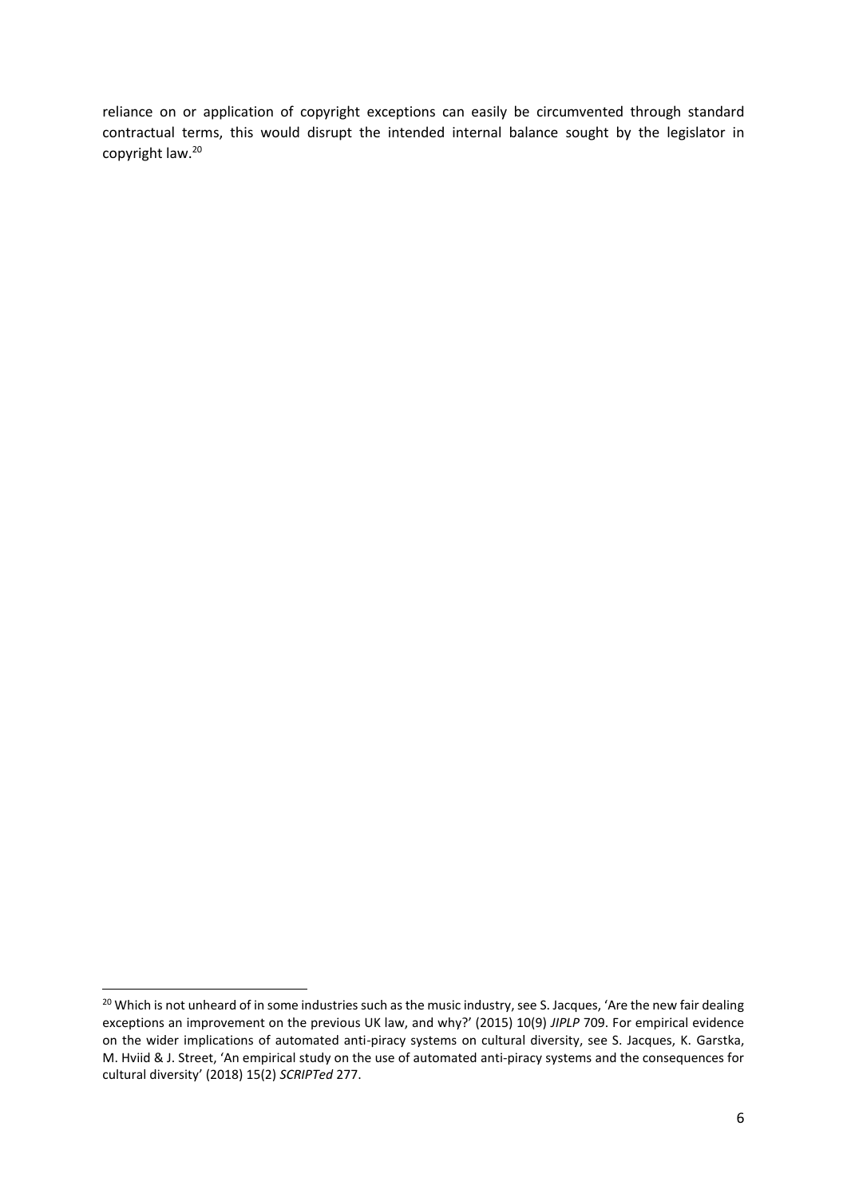reliance on or application of copyright exceptions can easily be circumvented through standard contractual terms, this would disrupt the intended internal balance sought by the legislator in copyright law.[20]

[20] Which is not unheard of in some industries such as the music industry, see S. Jacques, 'Are the new fair dealing exceptions an improvement on the previous UK law, and why?' (2015) 10(9) *JIPLP* 709. For empirical evidence on the wider implications of automated anti-piracy systems on cultural diversity, see S. Jacques, K. Garstka, M. Hviid & J. Street, 'An empirical study on the use of automated anti-piracy systems and the consequences for cultural diversity' (2018) 15(2) *SCRIPTed* 277.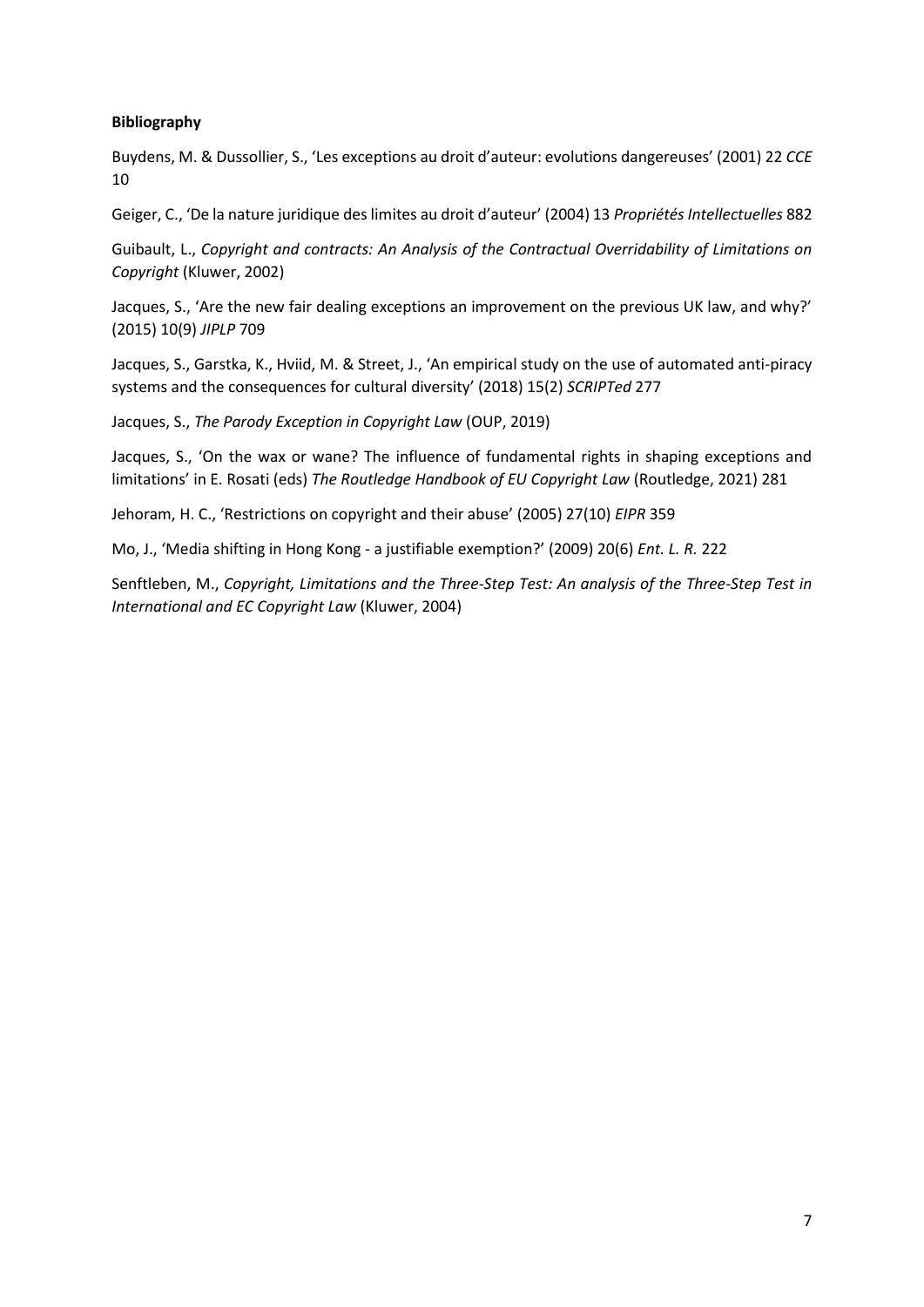**Bibliography**

Buydens, M. & Dussollier, S., 'Les exceptions au droit d'auteur: evolutions dangereuses' (2001) 22 *CCE* 10

Geiger, C., 'De la nature juridique des limites au droit d'auteur' (2004) 13 *Propriétés Intellectuelles* 882

Guibault, L., *Copyright and contracts: An Analysis of the Contractual Overridability of Limitations on Copyright* (Kluwer, 2002)

Jacques, S., 'Are the new fair dealing exceptions an improvement on the previous UK law, and why?' (2015) 10(9) *JIPLP* 709

Jacques, S., Garstka, K., Hviid, M. & Street, J., 'An empirical study on the use of automated anti-piracy systems and the consequences for cultural diversity' (2018) 15(2) *SCRIPTed* 277

Jacques, S., *The Parody Exception in Copyright Law* (OUP, 2019)

Jacques, S., 'On the wax or wane? The influence of fundamental rights in shaping exceptions and limitations' in E. Rosati (eds) *The Routledge Handbook of EU Copyright Law* (Routledge, 2021) 281

Jehoram, H. C., 'Restrictions on copyright and their abuse' (2005) 27(10) *EIPR* 359

Mo, J., 'Media shifting in Hong Kong - a justifiable exemption?' (2009) 20(6) *Ent. L. R.* 222

Senftleben, M., *Copyright, Limitations and the Three-Step Test: An analysis of the Three-Step Test in International and EC Copyright Law* (Kluwer, 2004)